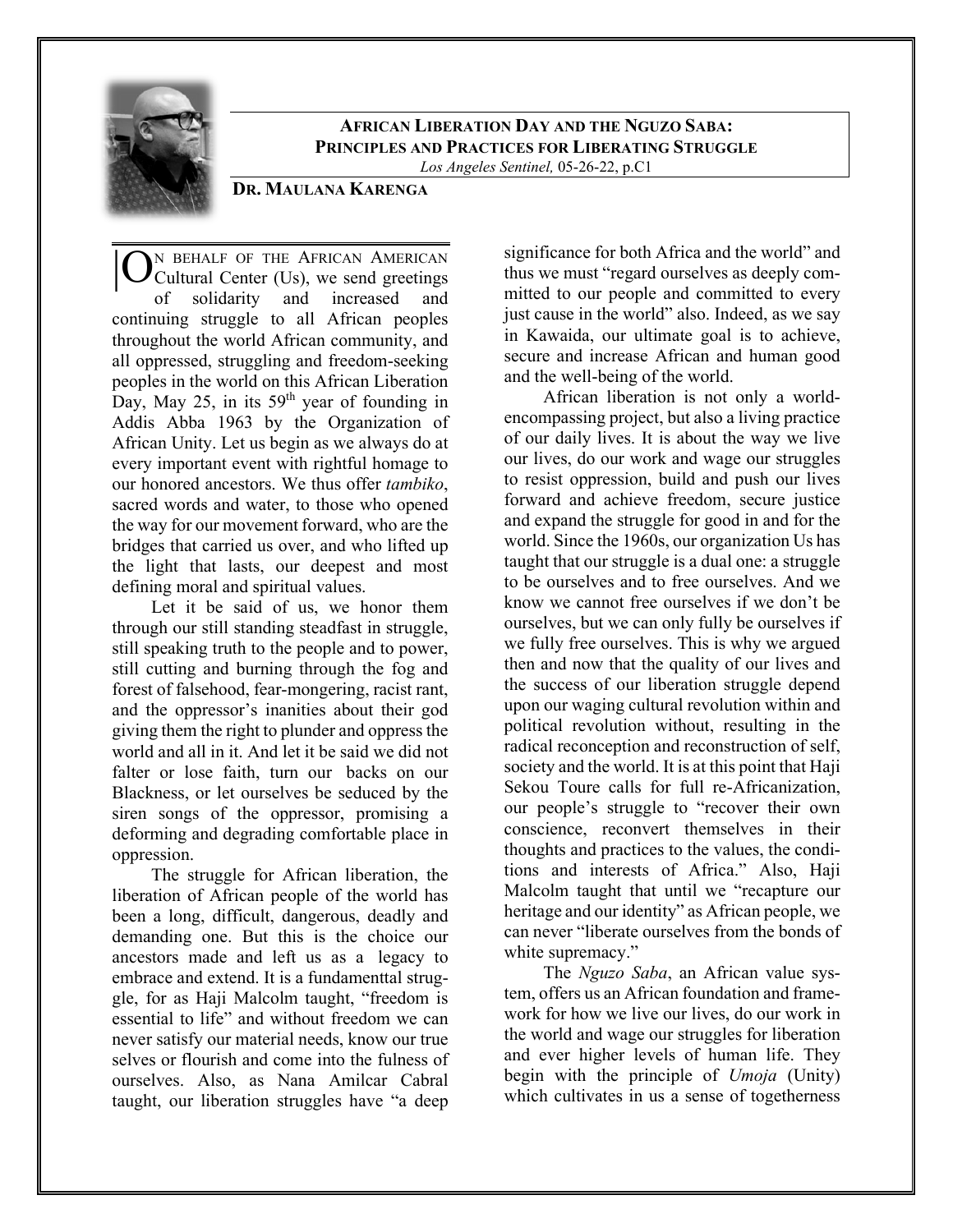# African Liberation Day and the Nguzo Saba: Principles and Practices for Liberating Struggle

*Los Angeles Sentinel,* 05-26-22, p.C1

**Dr. Maulana Karenga**

On behalf of the African American Cultural Center (Us), we send greetings of solidarity and increased and continuing struggle to all African peoples throughout the world African community, and all oppressed, struggling and freedom-seeking peoples in the world on this African Liberation Day, May 25, in its 59th year of founding in Addis Abba 1963 by the Organization of African Unity. Let us begin as we always do at every important event with rightful homage to our honored ancestors. We thus offer *tambiko*, sacred words and water, to those who opened the way for our movement forward, who are the bridges that carried us over, and who lifted up the light that lasts, our deepest and most defining moral and spiritual values.

Let it be said of us, we honor them through our still standing steadfast in struggle, still speaking truth to the people and to power, still cutting and burning through the fog and forest of falsehood, fear-mongering, racist rant, and the oppressor's inanities about their god giving them the right to plunder and oppress the world and all in it. And let it be said we did not falter or lose faith, turn our backs on our Blackness, or let ourselves be seduced by the siren songs of the oppressor, promising a deforming and degrading comfortable place in oppression.

The struggle for African liberation, the liberation of African people of the world has been a long, difficult, dangerous, deadly and demanding one. But this is the choice our ancestors made and left us as a legacy to embrace and extend. It is a fundamenttal struggle, for as Haji Malcolm taught, "freedom is essential to life" and without freedom we can never satisfy our material needs, know our true selves or flourish and come into the fulness of ourselves. Also, as Nana Amilcar Cabral taught, our liberation struggles have "a deep significance for both Africa and the world" and thus we must "regard ourselves as deeply committed to our people and committed to every just cause in the world" also. Indeed, as we say in Kawaida, our ultimate goal is to achieve, secure and increase African and human good and the well-being of the world.

African liberation is not only a world-encompassing project, but also a living practice of our daily lives. It is about the way we live our lives, do our work and wage our struggles to resist oppression, build and push our lives forward and achieve freedom, secure justice and expand the struggle for good in and for the world. Since the 1960s, our organization Us has taught that our struggle is a dual one: a struggle to be ourselves and to free ourselves. And we know we cannot free ourselves if we don't be ourselves, but we can only fully be ourselves if we fully free ourselves. This is why we argued then and now that the quality of our lives and the success of our liberation struggle depend upon our waging cultural revolution within and political revolution without, resulting in the radical reconception and reconstruction of self, society and the world. It is at this point that Haji Sekou Toure calls for full re-Africanization, our people's struggle to "recover their own conscience, reconvert themselves in their thoughts and practices to the values, the conditions and interests of Africa." Also, Haji Malcolm taught that until we "recapture our heritage and our identity" as African people, we can never "liberate ourselves from the bonds of white supremacy."

The *Nguzo Saba*, an African value system, offers us an African foundation and framework for how we live our lives, do our work in the world and wage our struggles for liberation and ever higher levels of human life. They begin with the principle of *Umoja* (Unity) which cultivates in us a sense of togetherness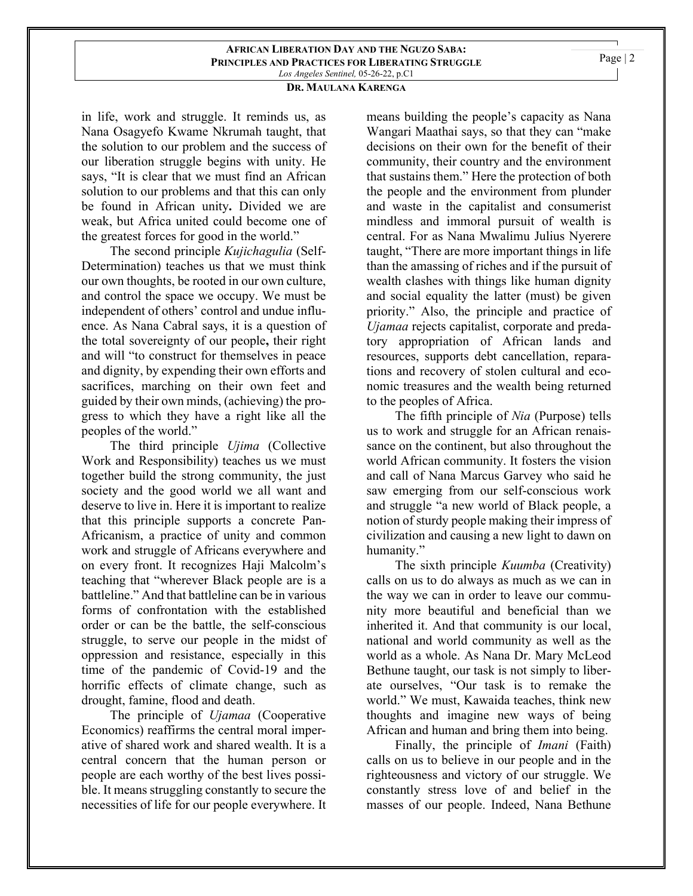in life, work and struggle. It reminds us, as Nana Osagyefo Kwame Nkrumah taught, that the solution to our problem and the success of our liberation struggle begins with unity. He says, "It is clear that we must find an African solution to our problems and that this can only be found in African unity**.** Divided we are weak, but Africa united could become one of the greatest forces for good in the world."

The second principle *Kujichagulia* (Self-Determination) teaches us that we must think our own thoughts, be rooted in our own culture, and control the space we occupy. We must be independent of others' control and undue influence. As Nana Cabral says, it is a question of the total sovereignty of our people**,** their right and will "to construct for themselves in peace and dignity, by expending their own efforts and sacrifices, marching on their own feet and guided by their own minds, (achieving) the progress to which they have a right like all the peoples of the world."

The third principle *Ujima* (Collective Work and Responsibility) teaches us we must together build the strong community, the just society and the good world we all want and deserve to live in. Here it is important to realize that this principle supports a concrete Pan-Africanism, a practice of unity and common work and struggle of Africans everywhere and on every front. It recognizes Haji Malcolm's teaching that "wherever Black people are is a battleline." And that battleline can be in various forms of confrontation with the established order or can be the battle, the self-conscious struggle, to serve our people in the midst of oppression and resistance, especially in this time of the pandemic of Covid-19 and the horrific effects of climate change, such as drought, famine, flood and death.

The principle of *Ujamaa* (Cooperative Economics) reaffirms the central moral imperative of shared work and shared wealth. It is a central concern that the human person or people are each worthy of the best lives possible. It means struggling constantly to secure the necessities of life for our people everywhere. It means building the people's capacity as Nana Wangari Maathai says, so that they can "make decisions on their own for the benefit of their community, their country and the environment that sustains them." Here the protection of both the people and the environment from plunder and waste in the capitalist and consumerist mindless and immoral pursuit of wealth is central. For as Nana Mwalimu Julius Nyerere taught, "There are more important things in life than the amassing of riches and if the pursuit of wealth clashes with things like human dignity and social equality the latter (must) be given priority." Also, the principle and practice of *Ujamaa* rejects capitalist, corporate and predatory appropriation of African lands and resources, supports debt cancellation, reparations and recovery of stolen cultural and economic treasures and the wealth being returned to the peoples of Africa.

The fifth principle of *Nia* (Purpose) tells us to work and struggle for an African renaissance on the continent, but also throughout the world African community. It fosters the vision and call of Nana Marcus Garvey who said he saw emerging from our self-conscious work and struggle "a new world of Black people, a notion of sturdy people making their impress of civilization and causing a new light to dawn on humanity."

The sixth principle *Kuumba* (Creativity) calls on us to do always as much as we can in the way we can in order to leave our community more beautiful and beneficial than we inherited it. And that community is our local, national and world community as well as the world as a whole. As Nana Dr. Mary McLeod Bethune taught, our task is not simply to liberate ourselves, "Our task is to remake the world." We must, Kawaida teaches, think new thoughts and imagine new ways of being African and human and bring them into being.

Finally, the principle of *Imani* (Faith) calls on us to believe in our people and in the righteousness and victory of our struggle. We constantly stress love of and belief in the masses of our people. Indeed, Nana Bethune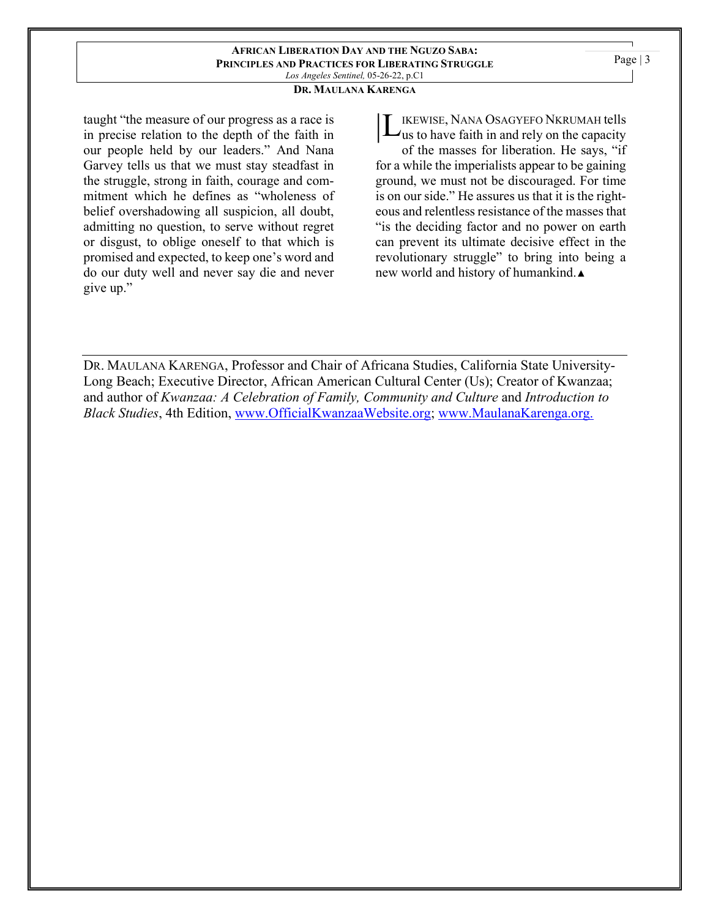taught "the measure of our progress as a race is in precise relation to the depth of the faith in our people held by our leaders." And Nana Garvey tells us that we must stay steadfast in the struggle, strong in faith, courage and commitment which he defines as "wholeness of belief overshadowing all suspicion, all doubt, admitting no question, to serve without regret or disgust, to oblige oneself to that which is promised and expected, to keep one's word and do our duty well and never say die and never give up."

LIKEWISE, NANA OSAGYEFO NKRUMAH tells us to have faith in and rely on the capacity of the masses for liberation. He says, "if for a while the imperialists appear to be gaining ground, we must not be discouraged. For time is on our side." He assures us that it is the righteous and relentless resistance of the masses that "is the deciding factor and no power on earth can prevent its ultimate decisive effect in the revolutionary struggle" to bring into being a new world and history of humankind.▲

---

DR. MAULANA KARENGA, Professor and Chair of Africana Studies, California State University-Long Beach; Executive Director, African American Cultural Center (Us); Creator of Kwanzaa; and author of *Kwanzaa: A Celebration of Family, Community and Culture* and *Introduction to Black Studies*, 4th Edition, www.OfficialKwanzaaWebsite.org; www.MaulanaKarenga.org.